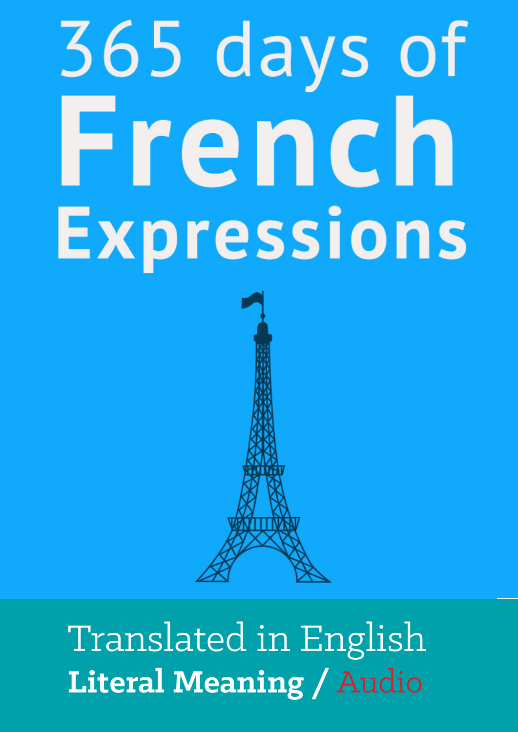# 365 days of French Expressions

Translated in English

**Literal Meaning** / Audio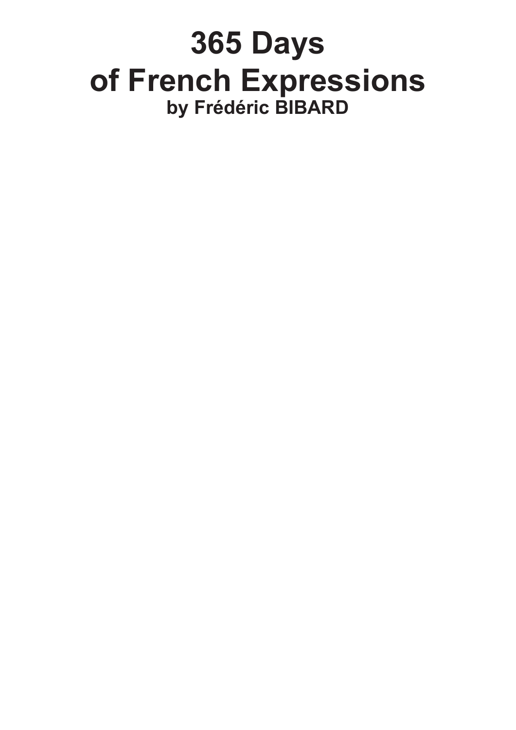# 365 Days of French Expressions

**by Frédéric BIBARD**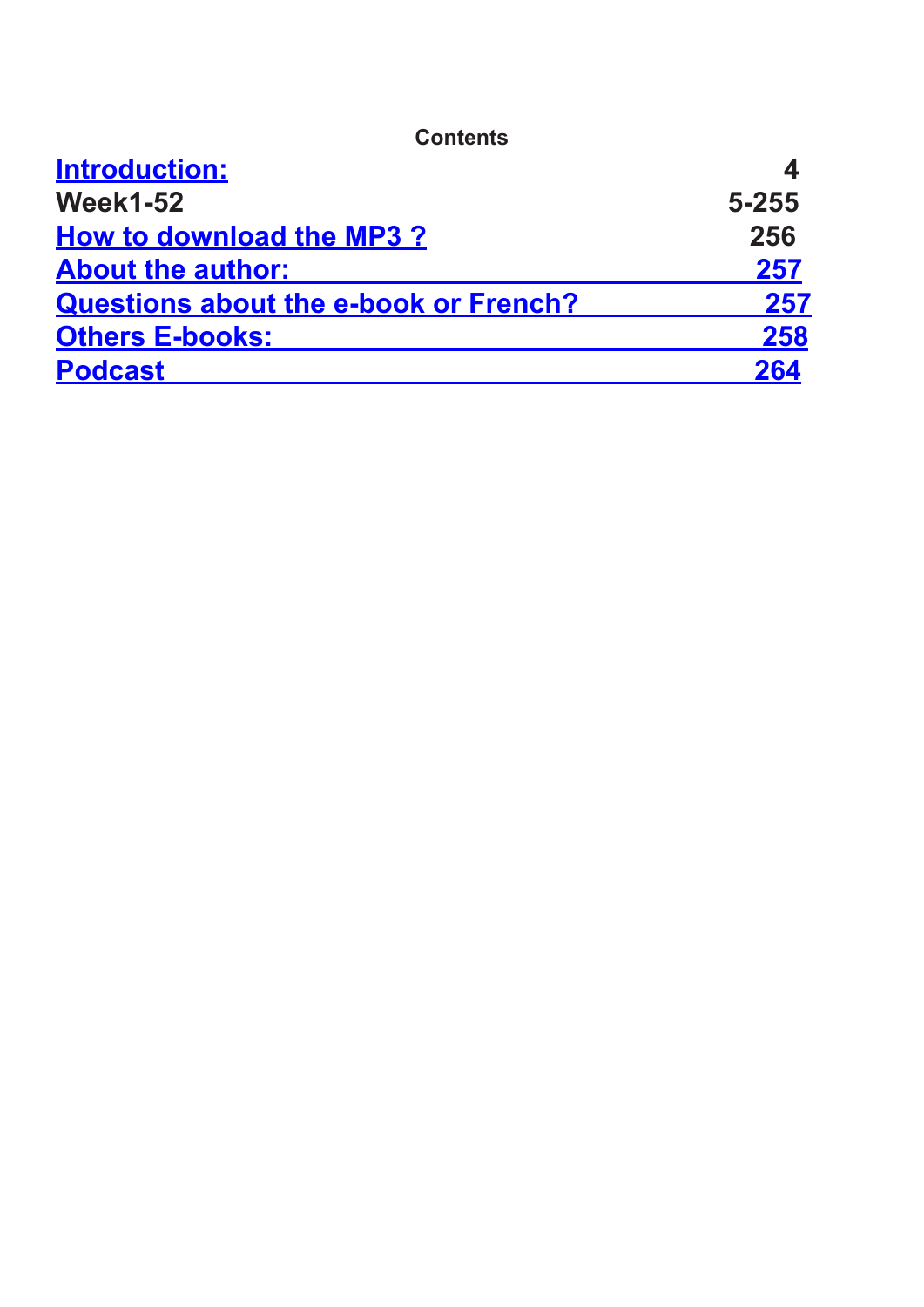## Contents

| | |
|---|---|
| **Introduction:** | **4** |
| **Week1-52** | **5-255** |
| **How to download the MP3 ?** | **256** |
| **About the author:** | **257** |
| **Questions about the e-book or French?** | **257** |
| **Others E-books:** | **258** |
| **Podcast** | **264** |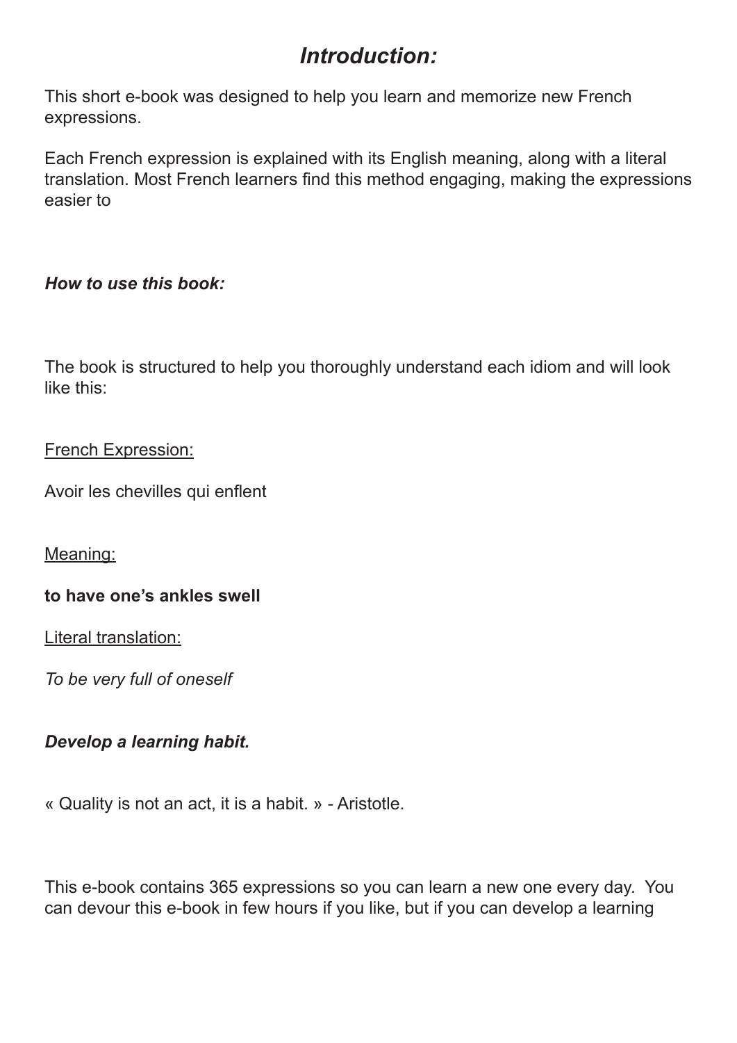# *Introduction:*

This short e-book was designed to help you learn and memorize new French expressions.

Each French expression is explained with its English meaning, along with a literal translation. Most French learners find this method engaging, making the expressions easier to

***How to use this book:***

The book is structured to help you thoroughly understand each idiom and will look like this:

<u>French Expression:</u>

Avoir les chevilles qui enflent

<u>Meaning:</u>

**to have one's ankles swell**

<u>Literal translation:</u>

*To be very full of oneself*

***Develop a learning habit.***

« Quality is not an act, it is a habit. » - Aristotle.

This e-book contains 365 expressions so you can learn a new one every day. You can devour this e-book in few hours if you like, but if you can develop a learning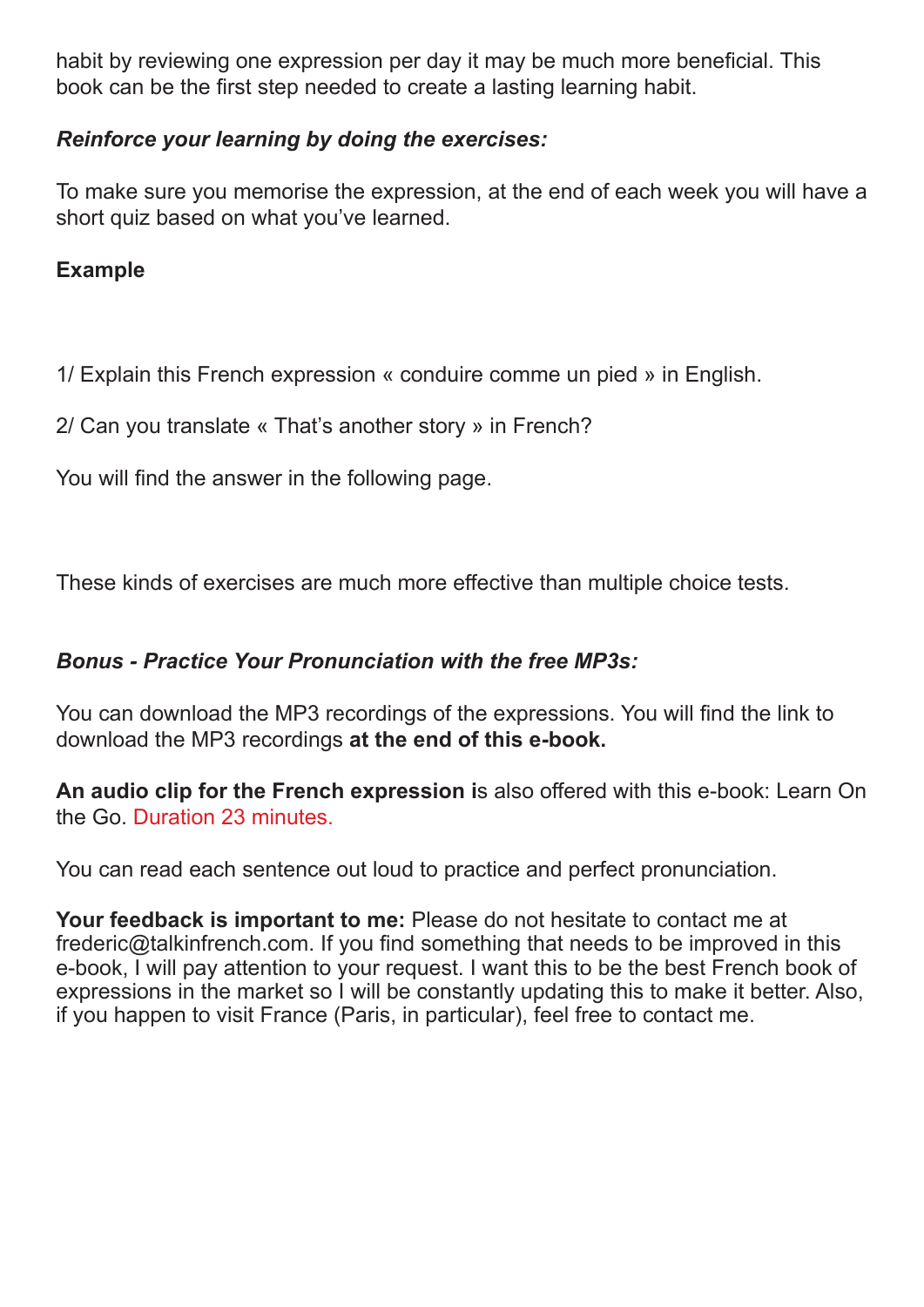habit by reviewing one expression per day it may be much more beneficial. This book can be the first step needed to create a lasting learning habit.

***Reinforce your learning by doing the exercises:***

To make sure you memorise the expression, at the end of each week you will have a short quiz based on what you've learned.

**Example**

1/ Explain this French expression « conduire comme un pied » in English.

2/ Can you translate « That's another story » in French?

You will find the answer in the following page.

These kinds of exercises are much more effective than multiple choice tests.

***Bonus - Practice Your Pronunciation with the free MP3s:***

You can download the MP3 recordings of the expressions. You will find the link to download the MP3 recordings **at the end of this e-book.**

**An audio clip for the French expression i**s also offered with this e-book: Learn On the Go. Duration 23 minutes.

You can read each sentence out loud to practice and perfect pronunciation.

**Your feedback is important to me:** Please do not hesitate to contact me at frederic@talkinfrench.com. If you find something that needs to be improved in this e-book, I will pay attention to your request. I want this to be the best French book of expressions in the market so I will be constantly updating this to make it better. Also, if you happen to visit France (Paris, in particular), feel free to contact me.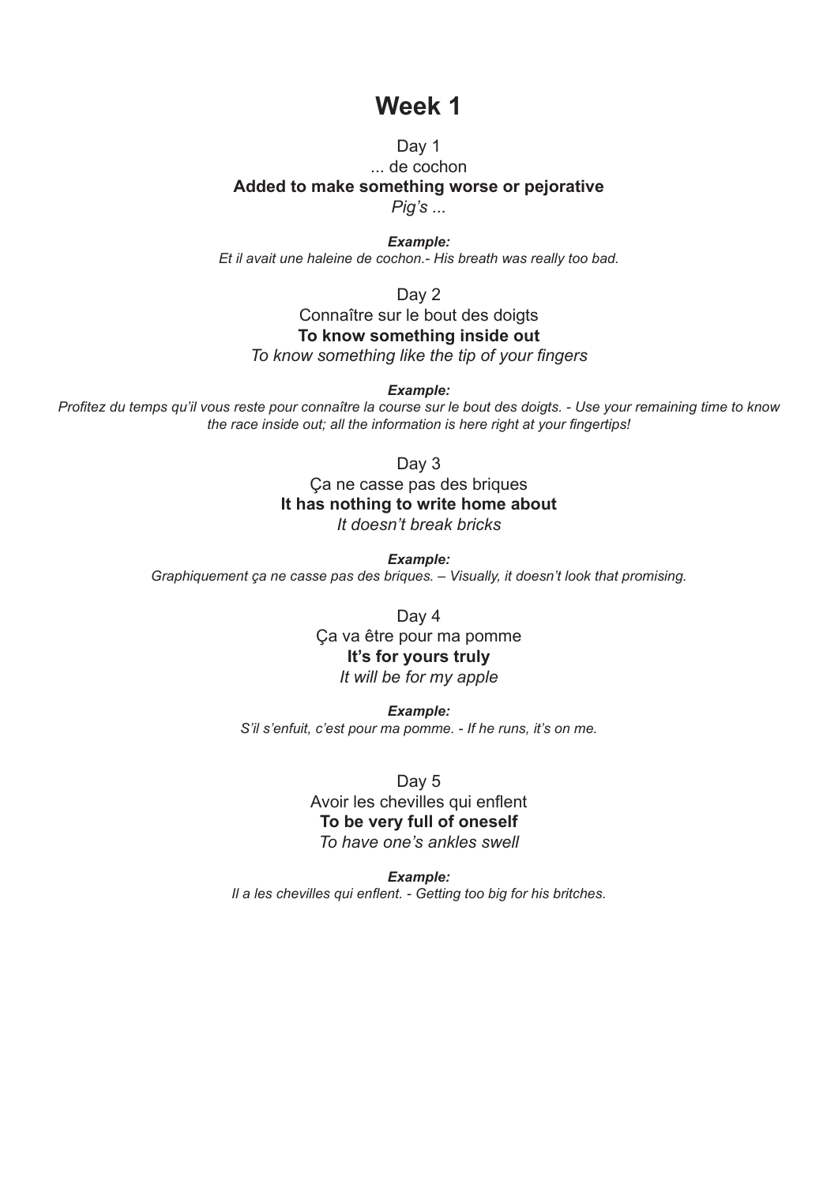# Week 1

Day 1

... de cochon

**Added to make something worse or pejorative**

*Pig's ...*

***Example:***

*Et il avait une haleine de cochon.- His breath was really too bad.*

Day 2

Connaître sur le bout des doigts

**To know something inside out**

*To know something like the tip of your fingers*

***Example:***

*Profitez du temps qu'il vous reste pour connaître la course sur le bout des doigts. - Use your remaining time to know the race inside out; all the information is here right at your fingertips!*

Day 3

Ça ne casse pas des briques

**It has nothing to write home about**

*It doesn't break bricks*

***Example:***

*Graphiquement ça ne casse pas des briques. – Visually, it doesn't look that promising.*

Day 4

Ça va être pour ma pomme

**It's for yours truly**

*It will be for my apple*

***Example:***

*S'il s'enfuit, c'est pour ma pomme. - If he runs, it's on me.*

Day 5

Avoir les chevilles qui enflent

**To be very full of oneself**

*To have one's ankles swell*

***Example:***

*Il a les chevilles qui enflent. - Getting too big for his britches.*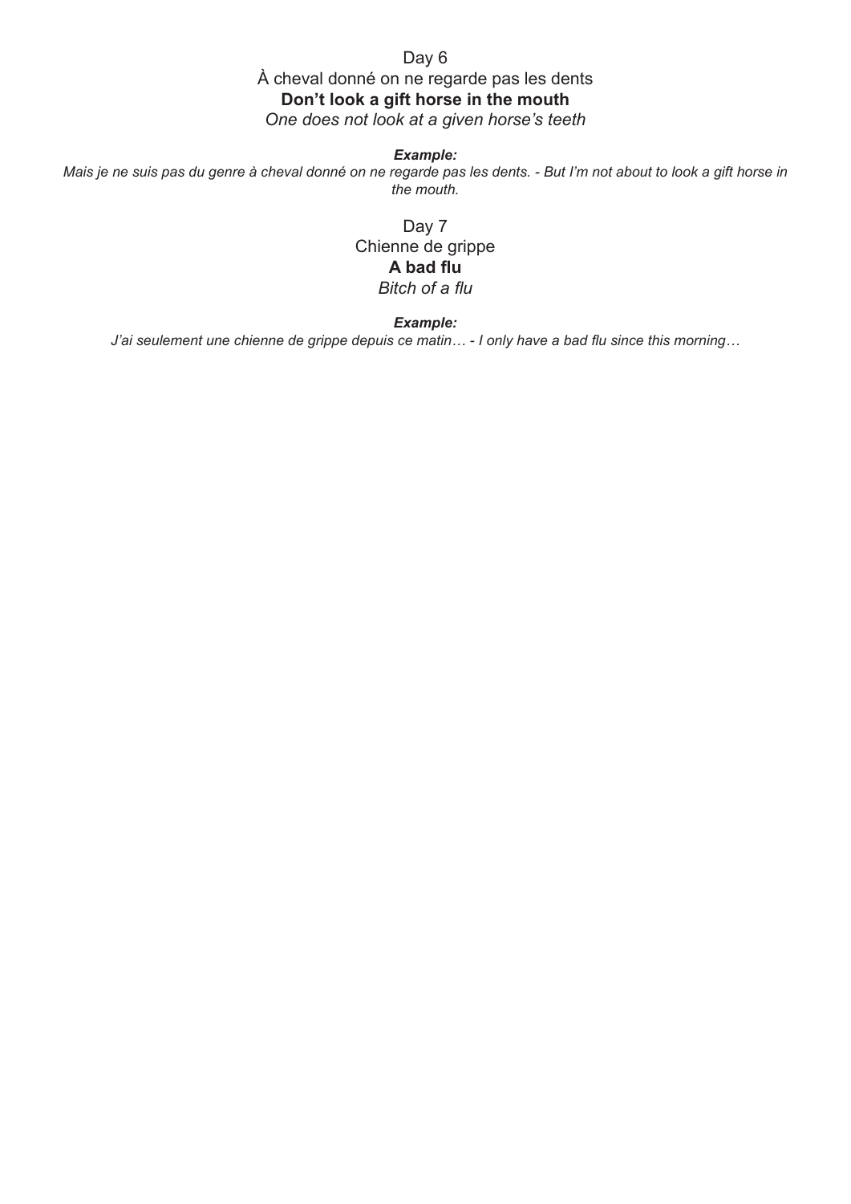Day 6

À cheval donné on ne regarde pas les dents

**Don't look a gift horse in the mouth**

*One does not look at a given horse's teeth*

***Example:***

*Mais je ne suis pas du genre à cheval donné on ne regarde pas les dents. - But I'm not about to look a gift horse in the mouth.*

Day 7

Chienne de grippe

**A bad flu**

*Bitch of a flu*

***Example:***

*J'ai seulement une chienne de grippe depuis ce matin… - I only have a bad flu since this morning…*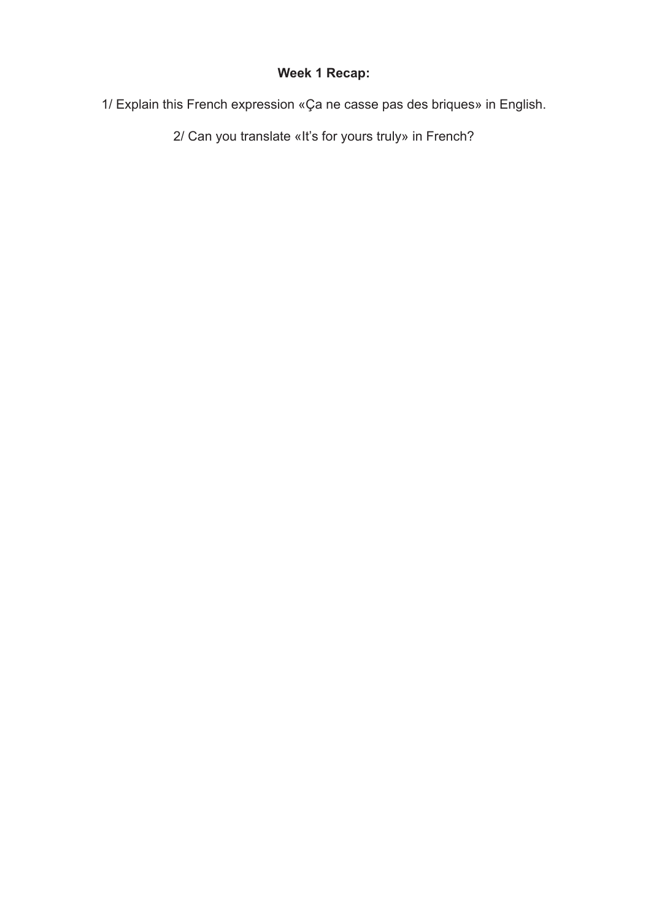**Week 1 Recap:**

1/ Explain this French expression «Ça ne casse pas des briques» in English.

2/ Can you translate «It's for yours truly» in French?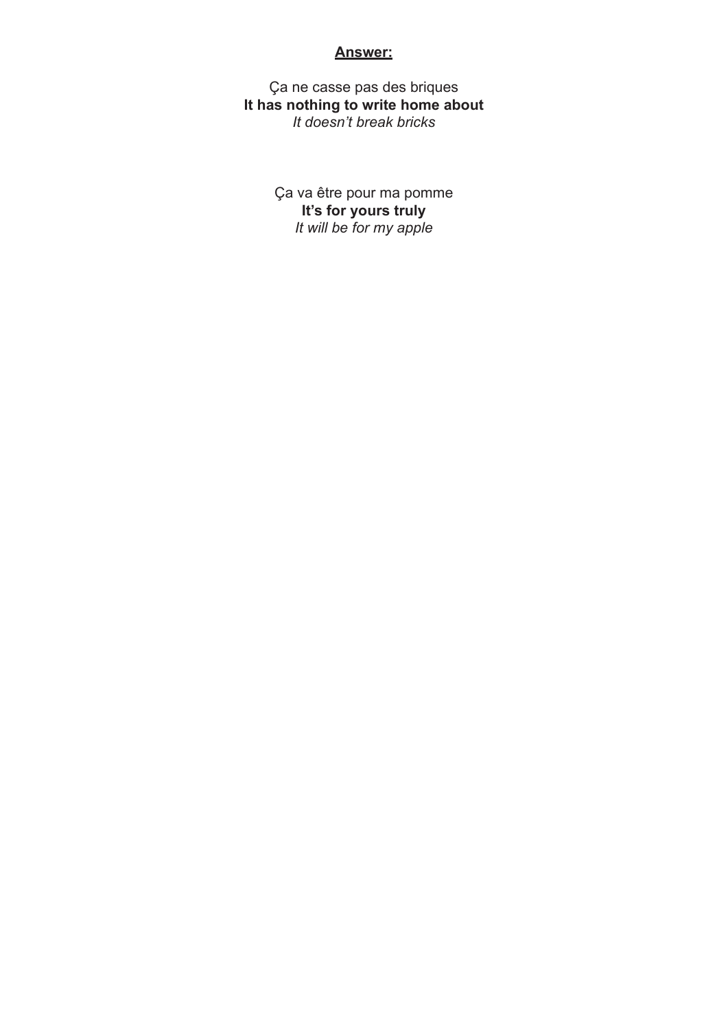**Answer:**

Ça ne casse pas des briques
**It has nothing to write home about**
*It doesn't break bricks*

Ça va être pour ma pomme
**It's for yours truly**
*It will be for my apple*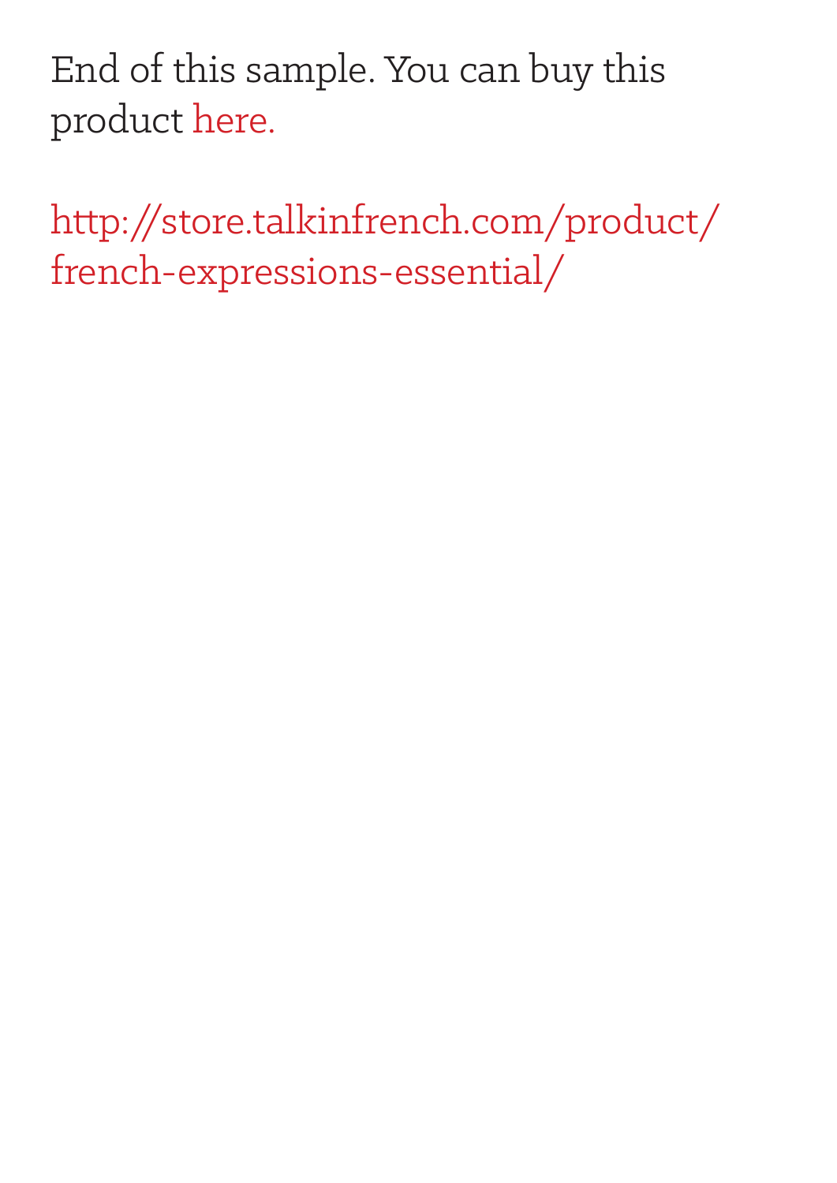End of this sample. You can buy this product here.

http://store.talkinfrench.com/product/french-expressions-essential/